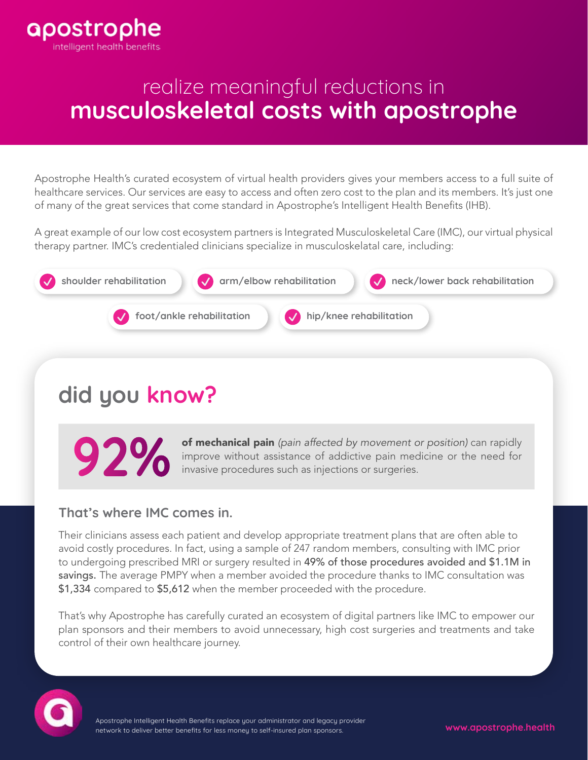apostrophe
intelligent health benefits

# realize meaningful reductions in **musculoskeletal costs with apostrophe**

Apostrophe Health's curated ecosystem of virtual health providers gives your members access to a full suite of healthcare services. Our services are easy to access and often zero cost to the plan and its members. It's just one of many of the great services that come standard in Apostrophe's Intelligent Health Benefits (IHB).

A great example of our low cost ecosystem partners is Integrated Musculoskeletal Care (IMC), our virtual physical therapy partner. IMC's credentialed clinicians specialize in musculoskelatal care, including:

- shoulder rehabilitation
- arm/elbow rehabilitation
- neck/lower back rehabilitation
- foot/ankle rehabilitation
- hip/knee rehabilitation

## did you know?

**92%** **of mechanical pain** *(pain affected by movement or position)* can rapidly improve without assistance of addictive pain medicine or the need for invasive procedures such as injections or surgeries.

### That's where IMC comes in.

Their clinicians assess each patient and develop appropriate treatment plans that are often able to avoid costly procedures. In fact, using a sample of 247 random members, consulting with IMC prior to undergoing prescribed MRI or surgery resulted in 49% of those procedures avoided and $1.1M in savings. The average PMPY when a member avoided the procedure thanks to IMC consultation was $1,334 compared to $5,612 when the member proceeded with the procedure.

That's why Apostrophe has carefully curated an ecosystem of digital partners like IMC to empower our plan sponsors and their members to avoid unnecessary, high cost surgeries and treatments and take control of their own healthcare journey.

Apostrophe Intelligent Health Benefits replace your administrator and legacy provider network to deliver better benefits for less money to self-insured plan sponsors.

www.apostrophe.health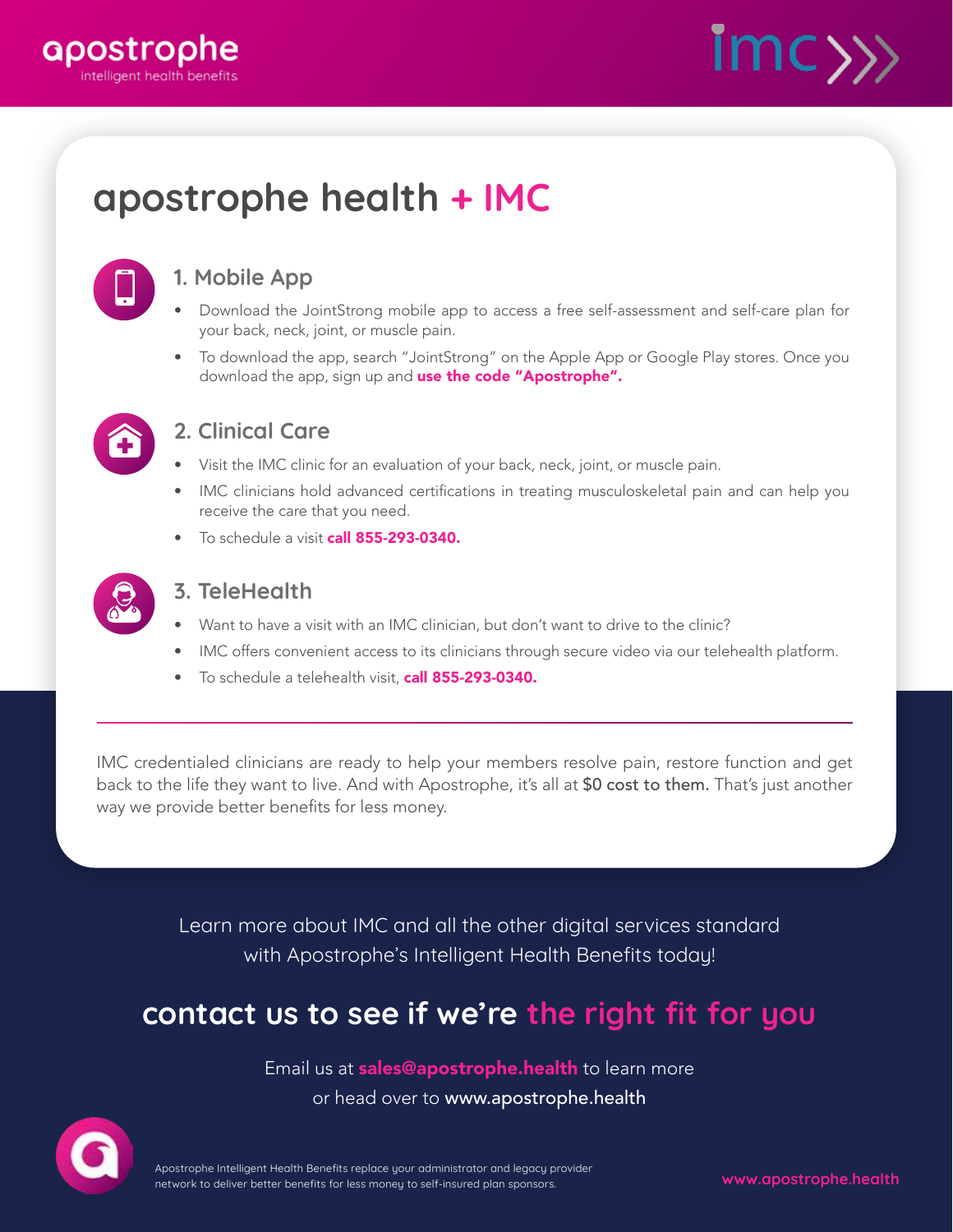apostrophe
intelligent health benefits

imc

# apostrophe health + IMC

## 1. Mobile App

- Download the JointStrong mobile app to access a free self-assessment and self-care plan for your back, neck, joint, or muscle pain.
- To download the app, search "JointStrong" on the Apple App or Google Play stores. Once you download the app, sign up and **use the code "Apostrophe".**

## 2. Clinical Care

- Visit the IMC clinic for an evaluation of your back, neck, joint, or muscle pain.
- IMC clinicians hold advanced certifications in treating musculoskeletal pain and can help you receive the care that you need.
- To schedule a visit **call 855-293-0340.**

## 3. TeleHealth

- Want to have a visit with an IMC clinician, but don't want to drive to the clinic?
- IMC offers convenient access to its clinicians through secure video via our telehealth platform.
- To schedule a telehealth visit, **call 855-293-0340.**

---

IMC credentialed clinicians are ready to help your members resolve pain, restore function and get back to the life they want to live. And with Apostrophe, it's all at **$0 cost to them.** That's just another way we provide better benefits for less money.

Learn more about IMC and all the other digital services standard with Apostrophe's Intelligent Health Benefits today!

## contact us to see if we're the right fit for you

Email us at **sales@apostrophe.health** to learn more or head over to **www.apostrophe.health**

Apostrophe Intelligent Health Benefits replace your administrator and legacy provider network to deliver better benefits for less money to self-insured plan sponsors.

www.apostrophe.health